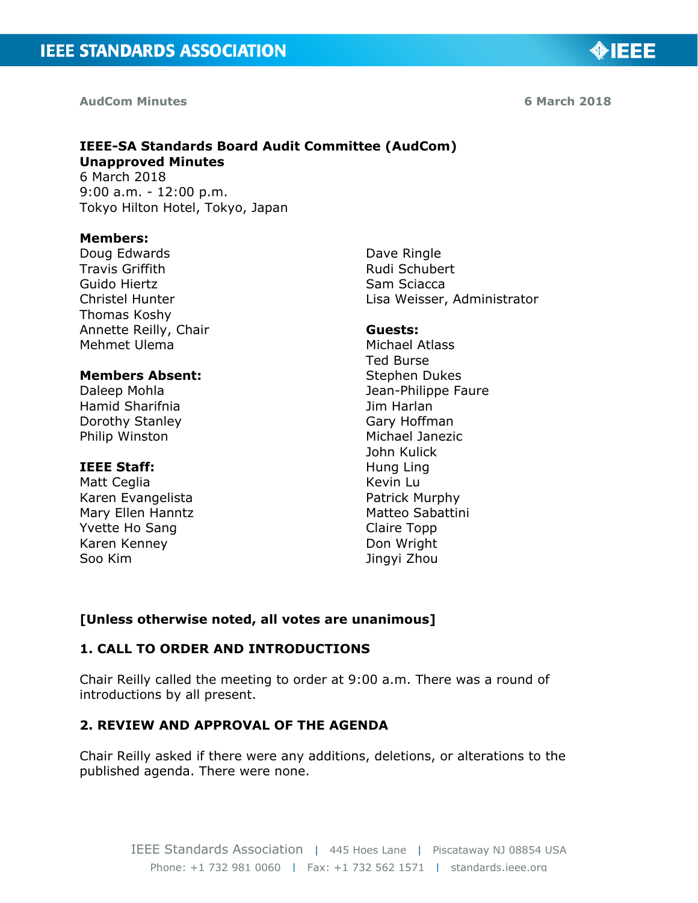**AudCom Minutes** **6 March 2018**

**IEEE-SA Standards Board Audit Committee (AudCom)**
**Unapproved Minutes**
6 March 2018
9:00 a.m. - 12:00 p.m.
Tokyo Hilton Hotel, Tokyo, Japan

**Members:**
Doug Edwards
Travis Griffith
Guido Hiertz
Christel Hunter
Thomas Koshy
Annette Reilly, Chair
Mehmet Ulema
Dave Ringle
Rudi Schubert
Sam Sciacca
Lisa Weisser, Administrator

**Members Absent:**
Daleep Mohla
Hamid Sharifnia
Dorothy Stanley
Philip Winston

**IEEE Staff:**
Matt Ceglia
Karen Evangelista
Mary Ellen Hanntz
Yvette Ho Sang
Karen Kenney
Soo Kim

**Guests:**
Michael Atlass
Ted Burse
Stephen Dukes
Jean-Philippe Faure
Jim Harlan
Gary Hoffman
Michael Janezic
John Kulick
Hung Ling
Kevin Lu
Patrick Murphy
Matteo Sabattini
Claire Topp
Don Wright
Jingyi Zhou

**[Unless otherwise noted, all votes are unanimous]**

## 1. CALL TO ORDER AND INTRODUCTIONS

Chair Reilly called the meeting to order at 9:00 a.m. There was a round of introductions by all present.

## 2. REVIEW AND APPROVAL OF THE AGENDA

Chair Reilly asked if there were any additions, deletions, or alterations to the published agenda. There were none.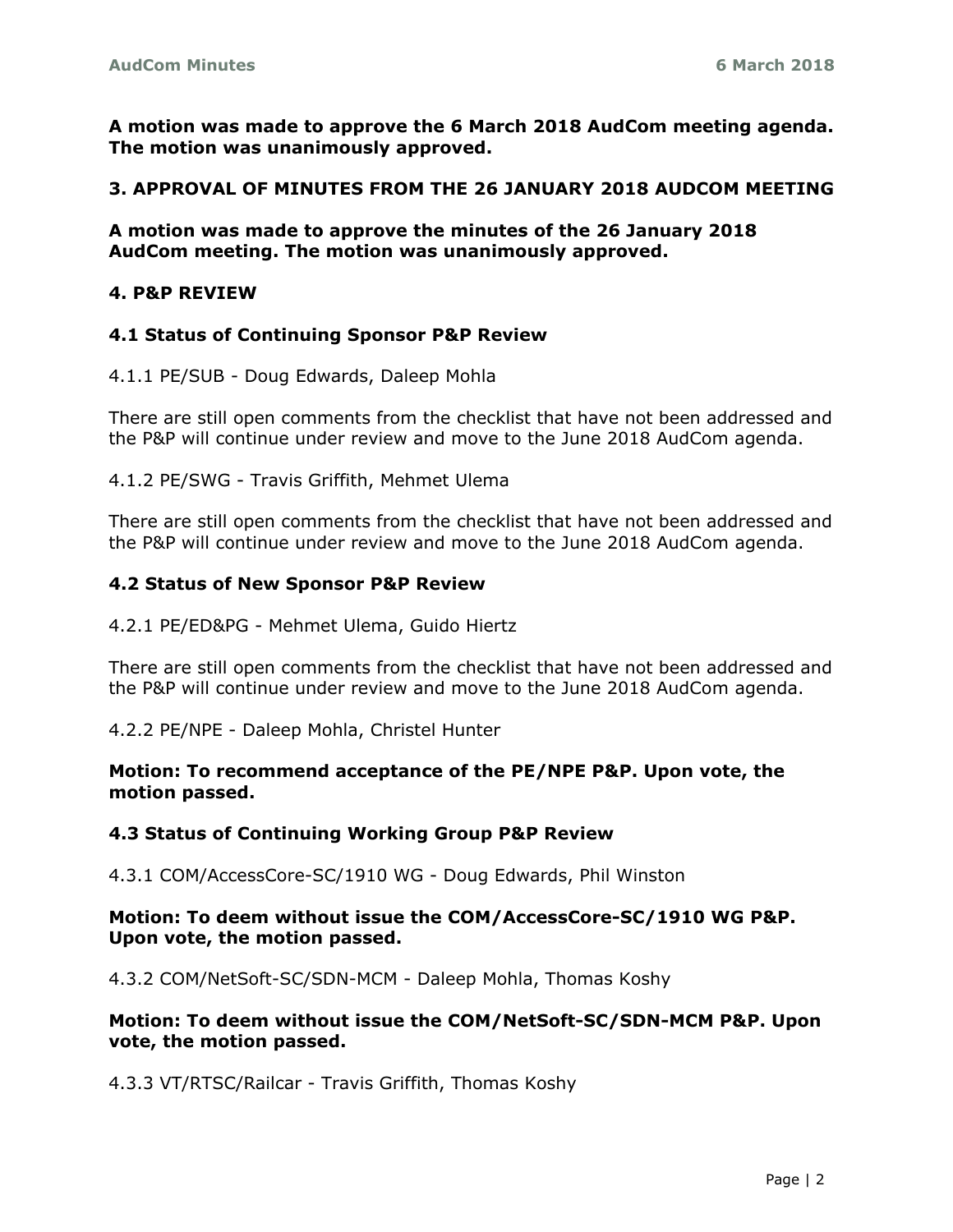**A motion was made to approve the 6 March 2018 AudCom meeting agenda. The motion was unanimously approved.**

## 3. APPROVAL OF MINUTES FROM THE 26 JANUARY 2018 AUDCOM MEETING

**A motion was made to approve the minutes of the 26 January 2018 AudCom meeting. The motion was unanimously approved.**

## 4. P&P REVIEW

### 4.1 Status of Continuing Sponsor P&P Review

4.1.1 PE/SUB - Doug Edwards, Daleep Mohla

There are still open comments from the checklist that have not been addressed and the P&P will continue under review and move to the June 2018 AudCom agenda.

4.1.2 PE/SWG - Travis Griffith, Mehmet Ulema

There are still open comments from the checklist that have not been addressed and the P&P will continue under review and move to the June 2018 AudCom agenda.

### 4.2 Status of New Sponsor P&P Review

4.2.1 PE/ED&PG - Mehmet Ulema, Guido Hiertz

There are still open comments from the checklist that have not been addressed and the P&P will continue under review and move to the June 2018 AudCom agenda.

4.2.2 PE/NPE - Daleep Mohla, Christel Hunter

**Motion: To recommend acceptance of the PE/NPE P&P. Upon vote, the motion passed.**

### 4.3 Status of Continuing Working Group P&P Review

4.3.1 COM/AccessCore-SC/1910 WG - Doug Edwards, Phil Winston

**Motion: To deem without issue the COM/AccessCore-SC/1910 WG P&P. Upon vote, the motion passed.**

4.3.2 COM/NetSoft-SC/SDN-MCM - Daleep Mohla, Thomas Koshy

**Motion: To deem without issue the COM/NetSoft-SC/SDN-MCM P&P. Upon vote, the motion passed.**

4.3.3 VT/RTSC/Railcar - Travis Griffith, Thomas Koshy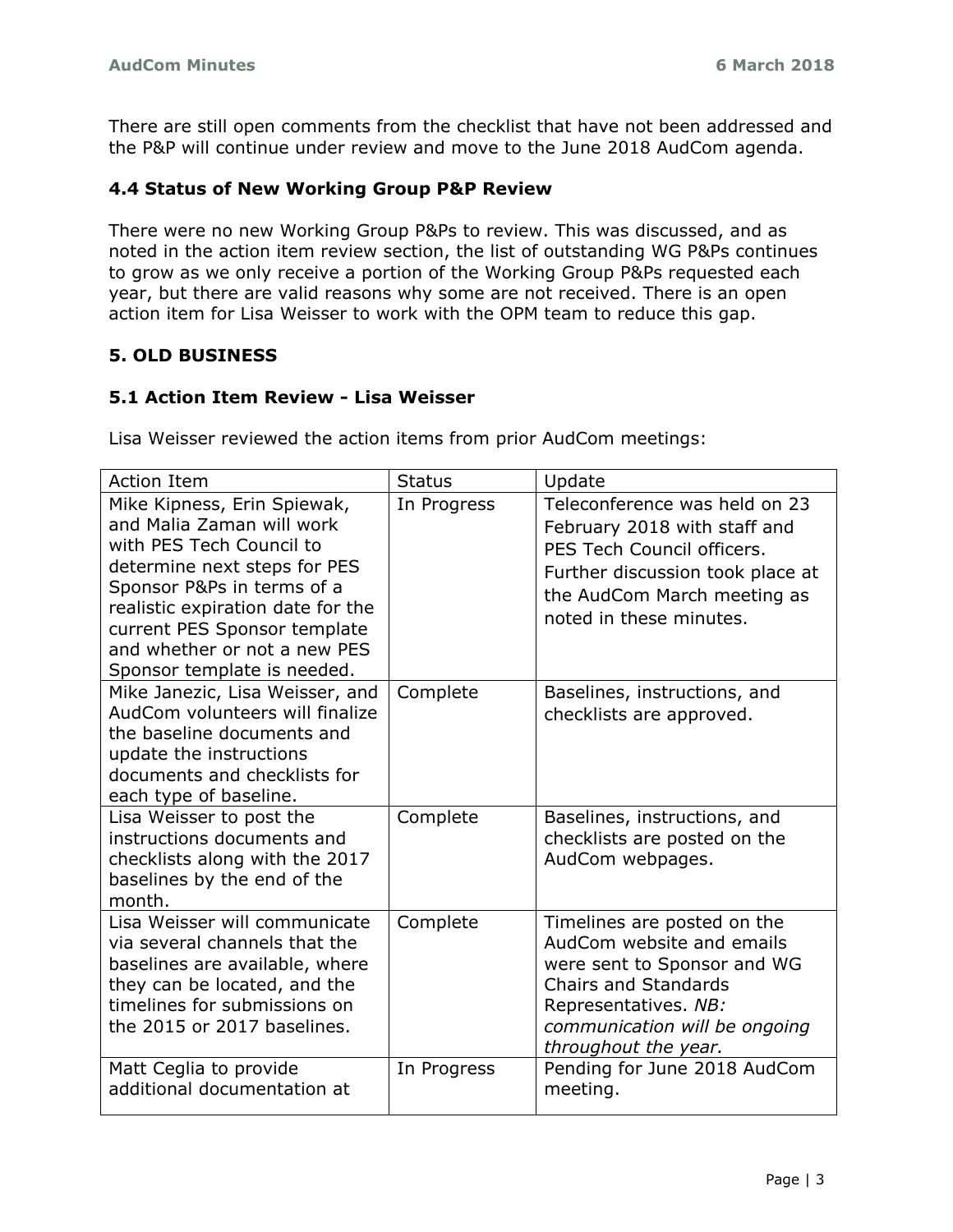There are still open comments from the checklist that have not been addressed and the P&P will continue under review and move to the June 2018 AudCom agenda.

### 4.4 Status of New Working Group P&P Review

There were no new Working Group P&Ps to review. This was discussed, and as noted in the action item review section, the list of outstanding WG P&Ps continues to grow as we only receive a portion of the Working Group P&Ps requested each year, but there are valid reasons why some are not received. There is an open action item for Lisa Weisser to work with the OPM team to reduce this gap.

## 5. OLD BUSINESS

### 5.1 Action Item Review - Lisa Weisser

Lisa Weisser reviewed the action items from prior AudCom meetings:

| Action Item | Status | Update |
| --- | --- | --- |
| Mike Kipness, Erin Spiewak, and Malia Zaman will work with PES Tech Council to determine next steps for PES Sponsor P&Ps in terms of a realistic expiration date for the current PES Sponsor template and whether or not a new PES Sponsor template is needed. | In Progress | Teleconference was held on 23 February 2018 with staff and PES Tech Council officers. Further discussion took place at the AudCom March meeting as noted in these minutes. |
| Mike Janezic, Lisa Weisser, and AudCom volunteers will finalize the baseline documents and update the instructions documents and checklists for each type of baseline. | Complete | Baselines, instructions, and checklists are approved. |
| Lisa Weisser to post the instructions documents and checklists along with the 2017 baselines by the end of the month. | Complete | Baselines, instructions, and checklists are posted on the AudCom webpages. |
| Lisa Weisser will communicate via several channels that the baselines are available, where they can be located, and the timelines for submissions on the 2015 or 2017 baselines. | Complete | Timelines are posted on the AudCom website and emails were sent to Sponsor and WG Chairs and Standards Representatives. *NB: communication will be ongoing throughout the year.* |
| Matt Ceglia to provide additional documentation at | In Progress | Pending for June 2018 AudCom meeting. |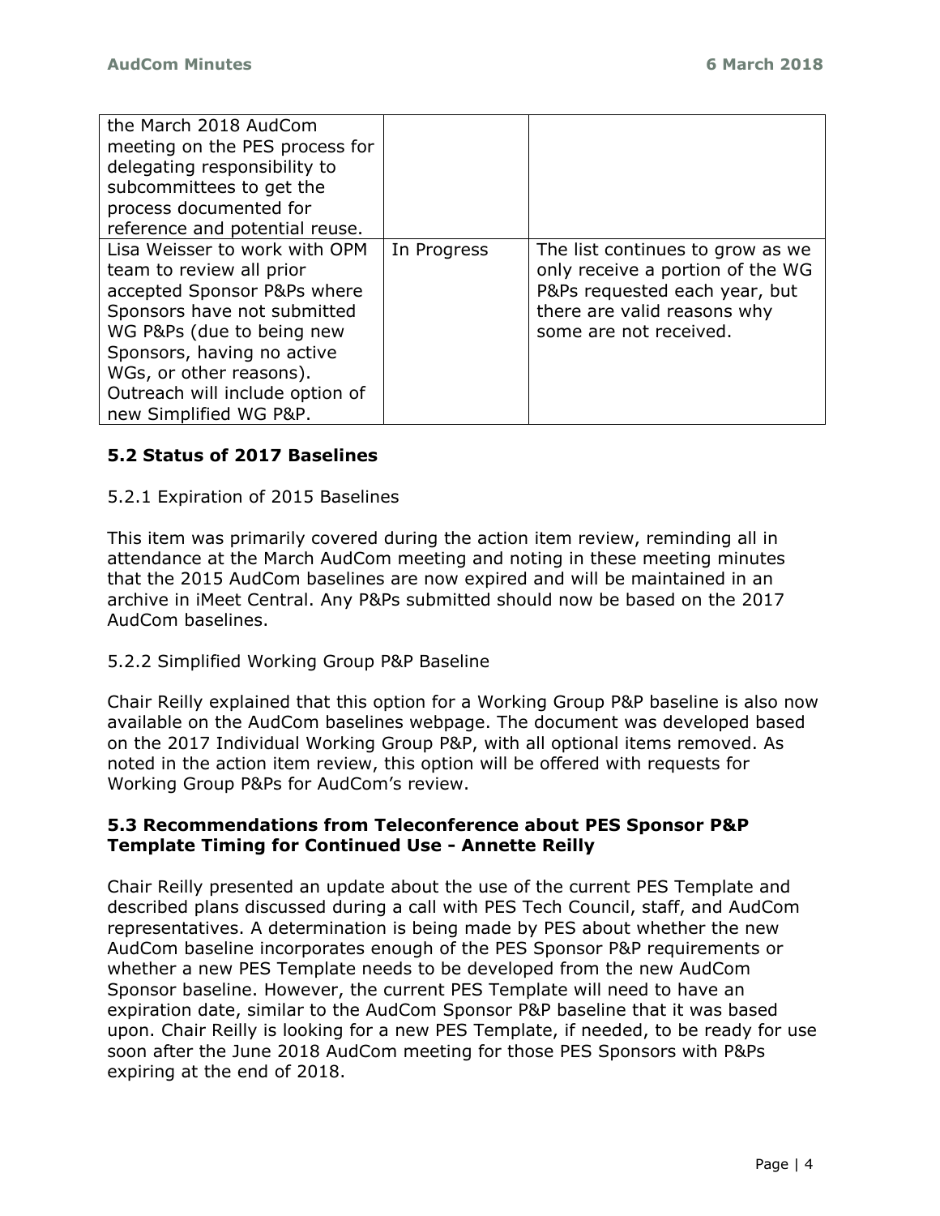| | | |
|---|---|---|
| the March 2018 AudCom meeting on the PES process for delegating responsibility to subcommittees to get the process documented for reference and potential reuse. | | |
| Lisa Weisser to work with OPM team to review all prior accepted Sponsor P&Ps where Sponsors have not submitted WG P&Ps (due to being new Sponsors, having no active WGs, or other reasons). Outreach will include option of new Simplified WG P&P. | In Progress | The list continues to grow as we only receive a portion of the WG P&Ps requested each year, but there are valid reasons why some are not received. |

### 5.2 Status of 2017 Baselines

5.2.1 Expiration of 2015 Baselines

This item was primarily covered during the action item review, reminding all in attendance at the March AudCom meeting and noting in these meeting minutes that the 2015 AudCom baselines are now expired and will be maintained in an archive in iMeet Central. Any P&Ps submitted should now be based on the 2017 AudCom baselines.

5.2.2 Simplified Working Group P&P Baseline

Chair Reilly explained that this option for a Working Group P&P baseline is also now available on the AudCom baselines webpage. The document was developed based on the 2017 Individual Working Group P&P, with all optional items removed. As noted in the action item review, this option will be offered with requests for Working Group P&Ps for AudCom's review.

### 5.3 Recommendations from Teleconference about PES Sponsor P&P Template Timing for Continued Use - Annette Reilly

Chair Reilly presented an update about the use of the current PES Template and described plans discussed during a call with PES Tech Council, staff, and AudCom representatives. A determination is being made by PES about whether the new AudCom baseline incorporates enough of the PES Sponsor P&P requirements or whether a new PES Template needs to be developed from the new AudCom Sponsor baseline. However, the current PES Template will need to have an expiration date, similar to the AudCom Sponsor P&P baseline that it was based upon. Chair Reilly is looking for a new PES Template, if needed, to be ready for use soon after the June 2018 AudCom meeting for those PES Sponsors with P&Ps expiring at the end of 2018.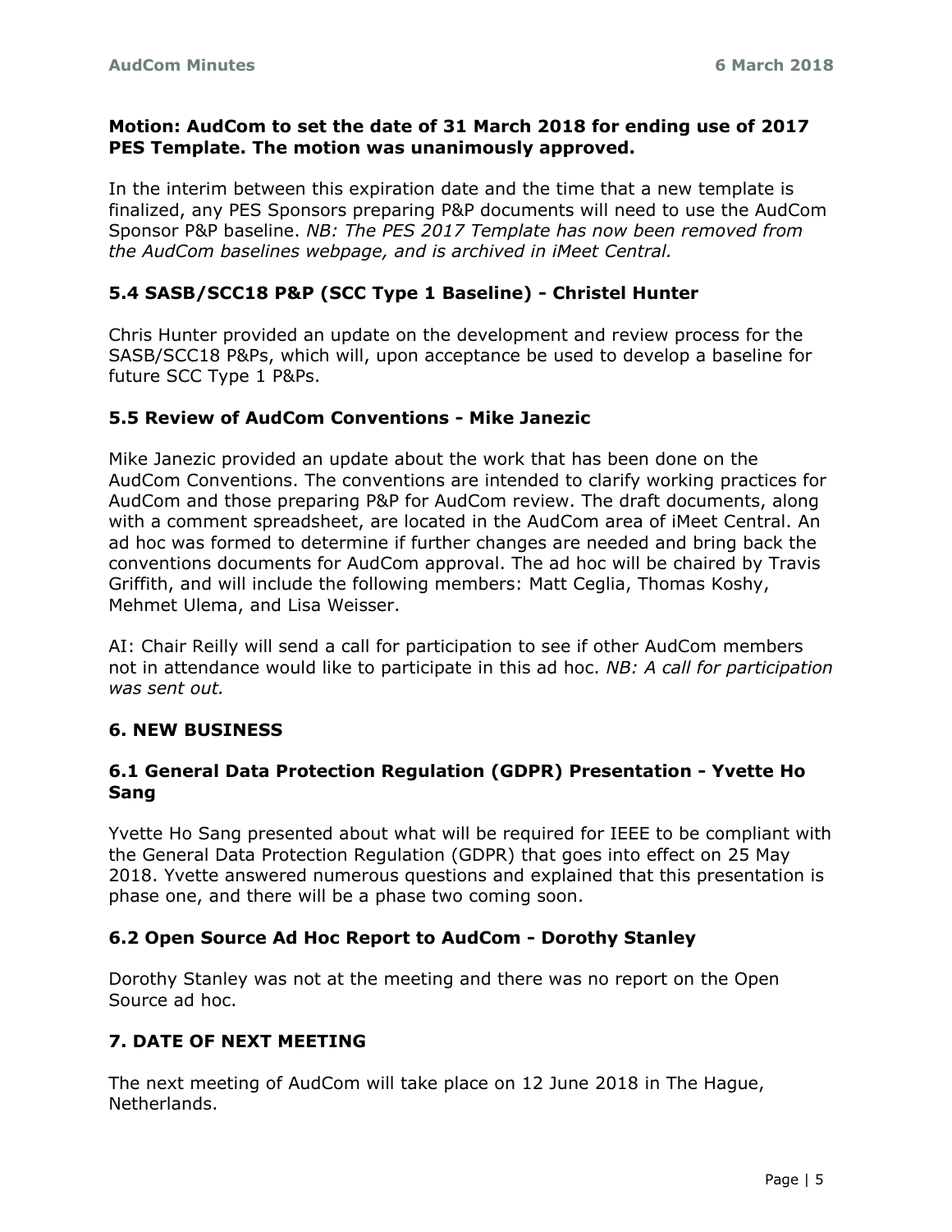**Motion: AudCom to set the date of 31 March 2018 for ending use of 2017 PES Template. The motion was unanimously approved.**

In the interim between this expiration date and the time that a new template is finalized, any PES Sponsors preparing P&P documents will need to use the AudCom Sponsor P&P baseline. *NB: The PES 2017 Template has now been removed from the AudCom baselines webpage, and is archived in iMeet Central.*

### 5.4 SASB/SCC18 P&P (SCC Type 1 Baseline) - Christel Hunter

Chris Hunter provided an update on the development and review process for the SASB/SCC18 P&Ps, which will, upon acceptance be used to develop a baseline for future SCC Type 1 P&Ps.

### 5.5 Review of AudCom Conventions - Mike Janezic

Mike Janezic provided an update about the work that has been done on the AudCom Conventions. The conventions are intended to clarify working practices for AudCom and those preparing P&P for AudCom review. The draft documents, along with a comment spreadsheet, are located in the AudCom area of iMeet Central. An ad hoc was formed to determine if further changes are needed and bring back the conventions documents for AudCom approval. The ad hoc will be chaired by Travis Griffith, and will include the following members: Matt Ceglia, Thomas Koshy, Mehmet Ulema, and Lisa Weisser.

AI: Chair Reilly will send a call for participation to see if other AudCom members not in attendance would like to participate in this ad hoc. *NB: A call for participation was sent out.*

## 6. NEW BUSINESS

### 6.1 General Data Protection Regulation (GDPR) Presentation - Yvette Ho Sang

Yvette Ho Sang presented about what will be required for IEEE to be compliant with the General Data Protection Regulation (GDPR) that goes into effect on 25 May 2018. Yvette answered numerous questions and explained that this presentation is phase one, and there will be a phase two coming soon.

### 6.2 Open Source Ad Hoc Report to AudCom - Dorothy Stanley

Dorothy Stanley was not at the meeting and there was no report on the Open Source ad hoc.

## 7. DATE OF NEXT MEETING

The next meeting of AudCom will take place on 12 June 2018 in The Hague, Netherlands.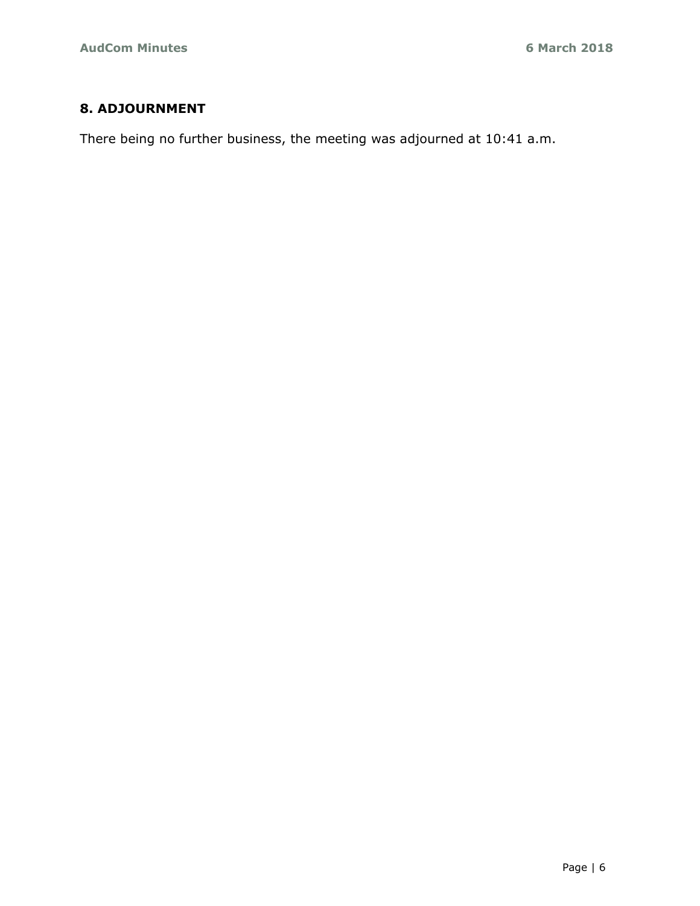## 8. ADJOURNMENT

There being no further business, the meeting was adjourned at 10:41 a.m.